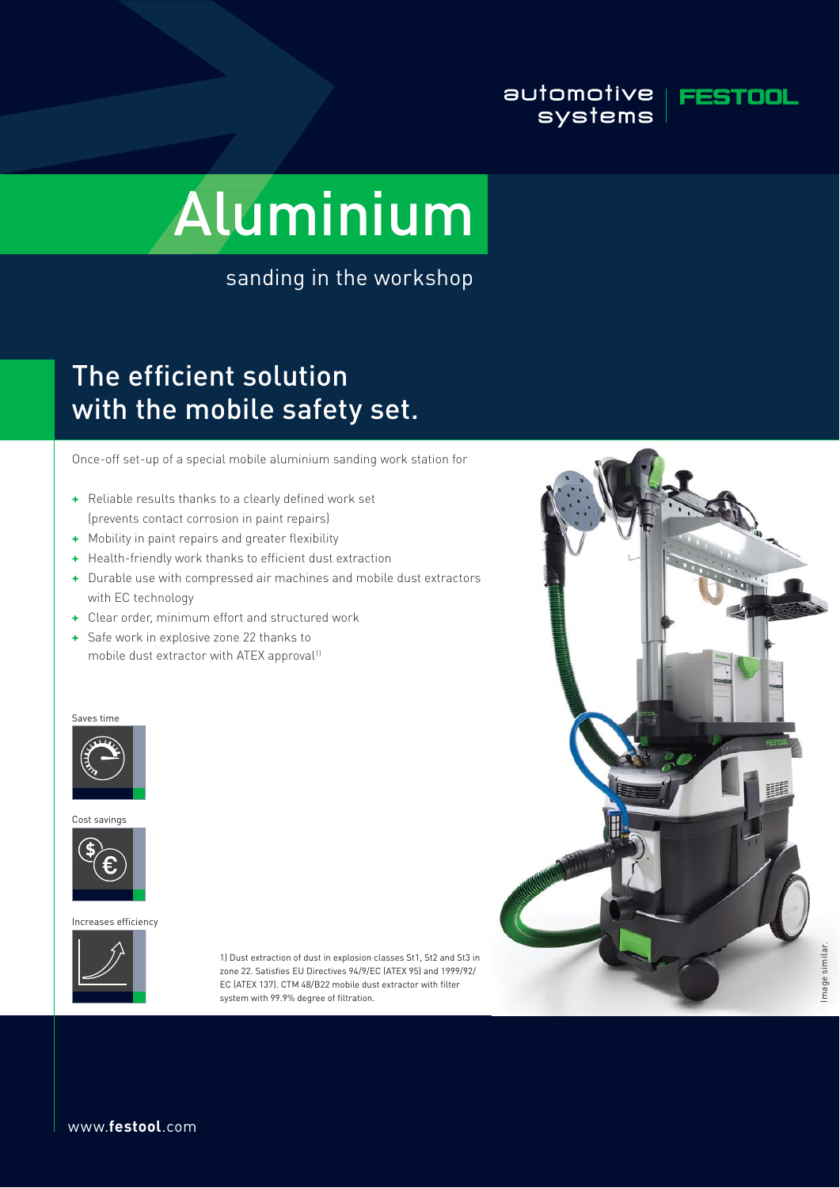automotive systems | FESTOOL

# Aluminium

sanding in the workshop

## The efficient solution with the mobile safety set.

Once-off set-up of a special mobile aluminium sanding work station for

- + Reliable results thanks to a clearly defined work set (prevents contact corrosion in paint repairs)
- + Mobility in paint repairs and greater flexibility
- + Health-friendly work thanks to efficient dust extraction
- + Durable use with compressed air machines and mobile dust extractors with EC technology
- + Clear order, minimum effort and structured work
- + Safe work in explosive zone 22 thanks to mobile dust extractor with ATEX approval[1]

Saves time

Cost savings

Increases efficiency

1) Dust extraction of dust in explosion classes St1, St2 and St3 in zone 22. Satisfies EU Directives 94/9/EC (ATEX 95) and 1999/92/EC (ATEX 137). CTM 48/B22 mobile dust extractor with filter system with 99.9% degree of filtration.

Image similar.

www.**festool**.com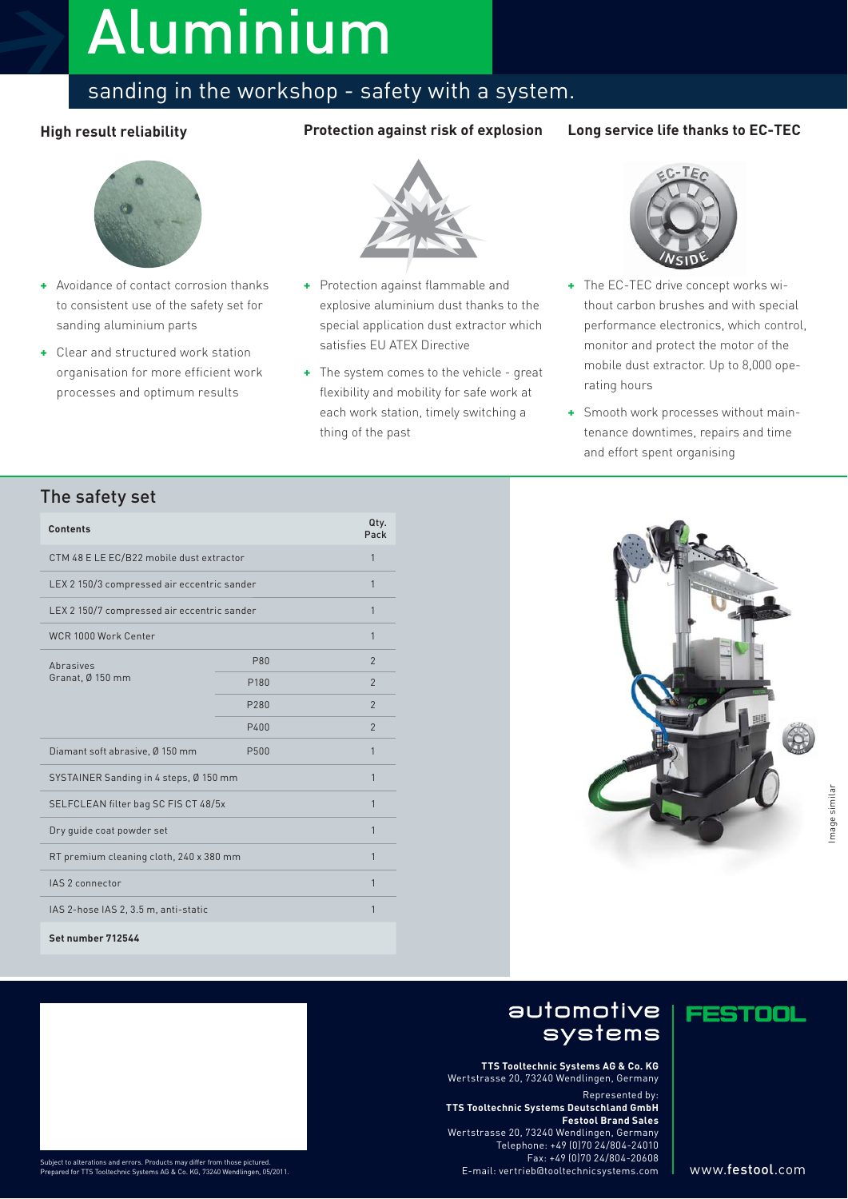# Aluminium

## sanding in the workshop - safety with a system.

### High result reliability

- Avoidance of contact corrosion thanks to consistent use of the safety set for sanding aluminium parts
- Clear and structured work station organisation for more efficient work processes and optimum results

### Protection against risk of explosion

- Protection against flammable and explosive aluminium dust thanks to the special application dust extractor which satisfies EU ATEX Directive
- The system comes to the vehicle - great flexibility and mobility for safe work at each work station, timely switching a thing of the past

### Long service life thanks to EC-TEC

- The EC-TEC drive concept works without carbon brushes and with special performance electronics, which control, monitor and protect the motor of the mobile dust extractor. Up to 8,000 operating hours
- Smooth work processes without maintenance downtimes, repairs and time and effort spent organising

## The safety set

| Contents | | Qty. Pack |
|---|---|---|
| CTM 48 E LE EC/B22 mobile dust extractor | | 1 |
| LEX 2 150/3 compressed air eccentric sander | | 1 |
| LEX 2 150/7 compressed air eccentric sander | | 1 |
| WCR 1000 Work Center | | 1 |
| Abrasives Granat, Ø 150 mm | P80 | 2 |
| | P180 | 2 |
| | P280 | 2 |
| | P400 | 2 |
| Diamant soft abrasive, Ø 150 mm | P500 | 1 |
| SYSTAINER Sanding in 4 steps, Ø 150 mm | | 1 |
| SELFCLEAN filter bag SC FIS CT 48/5x | | 1 |
| Dry guide coat powder set | | 1 |
| RT premium cleaning cloth, 240 x 380 mm | | 1 |
| IAS 2 connector | | 1 |
| IAS 2-hose IAS 2, 3.5 m, anti-static | | 1 |
| **Set number 712544** | | |

Image similar

automotive systems

FESTOOL

**TTS Tooltechnic Systems AG & Co. KG**
Wertstrasse 20, 73240 Wendlingen, Germany

Represented by:
**TTS Tooltechnic Systems Deutschland GmbH**
**Festool Brand Sales**
Wertstrasse 20, 73240 Wendlingen, Germany
Telephone: +49 (0)70 24/804-24010
Fax: +49 (0)70 24/804-20608
E-mail: vertrieb@tooltechnicsystems.com

www.festool.com

Subject to alterations and errors. Products may differ from those pictured.
Prepared for TTS Tooltechnic Systems AG & Co. KG, 73240 Wendlingen, 05/2011.